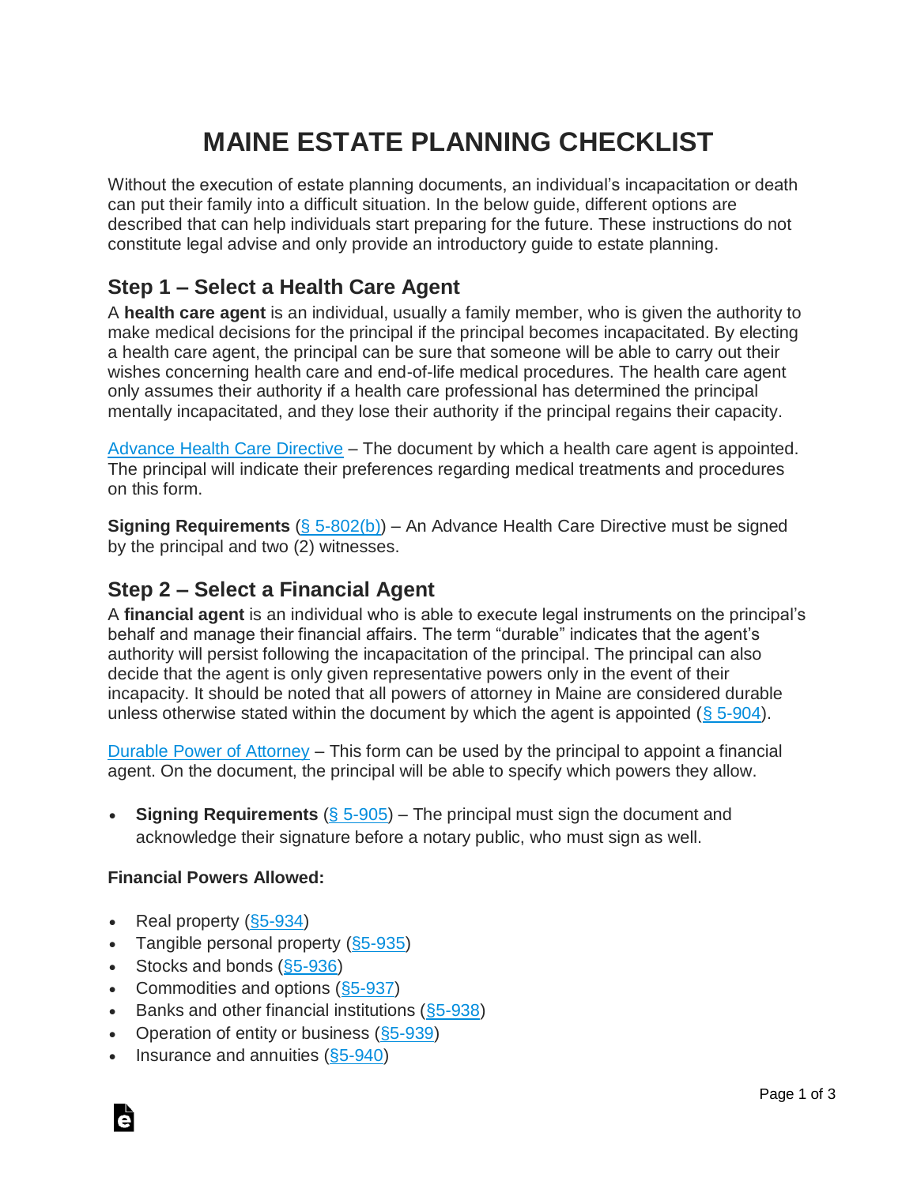# MAINE ESTATE PLANNING CHECKLIST

Without the execution of estate planning documents, an individual's incapacitation or death can put their family into a difficult situation. In the below guide, different options are described that can help individuals start preparing for the future. These instructions do not constitute legal advise and only provide an introductory guide to estate planning.

## Step 1 – Select a Health Care Agent

A **health care agent** is an individual, usually a family member, who is given the authority to make medical decisions for the principal if the principal becomes incapacitated. By electing a health care agent, the principal can be sure that someone will be able to carry out their wishes concerning health care and end-of-life medical procedures. The health care agent only assumes their authority if a health care professional has determined the principal mentally incapacitated, and they lose their authority if the principal regains their capacity.

Advance Health Care Directive – The document by which a health care agent is appointed. The principal will indicate their preferences regarding medical treatments and procedures on this form.

**Signing Requirements** (§ 5-802(b)) – An Advance Health Care Directive must be signed by the principal and two (2) witnesses.

## Step 2 – Select a Financial Agent

A **financial agent** is an individual who is able to execute legal instruments on the principal's behalf and manage their financial affairs. The term "durable" indicates that the agent's authority will persist following the incapacitation of the principal. The principal can also decide that the agent is only given representative powers only in the event of their incapacity. It should be noted that all powers of attorney in Maine are considered durable unless otherwise stated within the document by which the agent is appointed (§ 5-904).

Durable Power of Attorney – This form can be used by the principal to appoint a financial agent. On the document, the principal will be able to specify which powers they allow.

- **Signing Requirements** (§ 5-905) – The principal must sign the document and acknowledge their signature before a notary public, who must sign as well.

**Financial Powers Allowed:**

- Real property (§5-934)
- Tangible personal property (§5-935)
- Stocks and bonds (§5-936)
- Commodities and options (§5-937)
- Banks and other financial institutions (§5-938)
- Operation of entity or business (§5-939)
- Insurance and annuities (§5-940)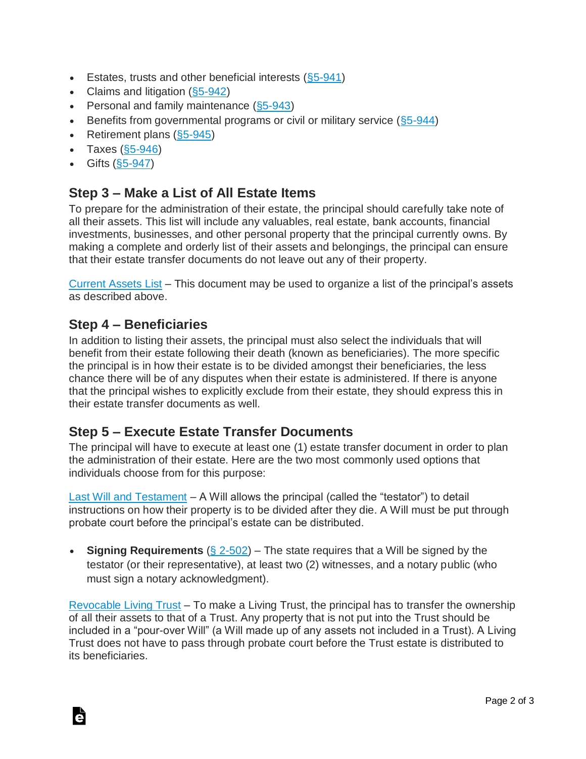- Estates, trusts and other beneficial interests (§5-941)
- Claims and litigation (§5-942)
- Personal and family maintenance (§5-943)
- Benefits from governmental programs or civil or military service (§5-944)
- Retirement plans (§5-945)
- Taxes (§5-946)
- Gifts (§5-947)

## Step 3 – Make a List of All Estate Items

To prepare for the administration of their estate, the principal should carefully take note of all their assets. This list will include any valuables, real estate, bank accounts, financial investments, businesses, and other personal property that the principal currently owns. By making a complete and orderly list of their assets and belongings, the principal can ensure that their estate transfer documents do not leave out any of their property.

Current Assets List – This document may be used to organize a list of the principal's assets as described above.

## Step 4 – Beneficiaries

In addition to listing their assets, the principal must also select the individuals that will benefit from their estate following their death (known as beneficiaries). The more specific the principal is in how their estate is to be divided amongst their beneficiaries, the less chance there will be of any disputes when their estate is administered. If there is anyone that the principal wishes to explicitly exclude from their estate, they should express this in their estate transfer documents as well.

## Step 5 – Execute Estate Transfer Documents

The principal will have to execute at least one (1) estate transfer document in order to plan the administration of their estate. Here are the two most commonly used options that individuals choose from for this purpose:

Last Will and Testament – A Will allows the principal (called the "testator") to detail instructions on how their property is to be divided after they die. A Will must be put through probate court before the principal's estate can be distributed.

- **Signing Requirements** (§ 2-502) – The state requires that a Will be signed by the testator (or their representative), at least two (2) witnesses, and a notary public (who must sign a notary acknowledgment).

Revocable Living Trust – To make a Living Trust, the principal has to transfer the ownership of all their assets to that of a Trust. Any property that is not put into the Trust should be included in a "pour-over Will" (a Will made up of any assets not included in a Trust). A Living Trust does not have to pass through probate court before the Trust estate is distributed to its beneficiaries.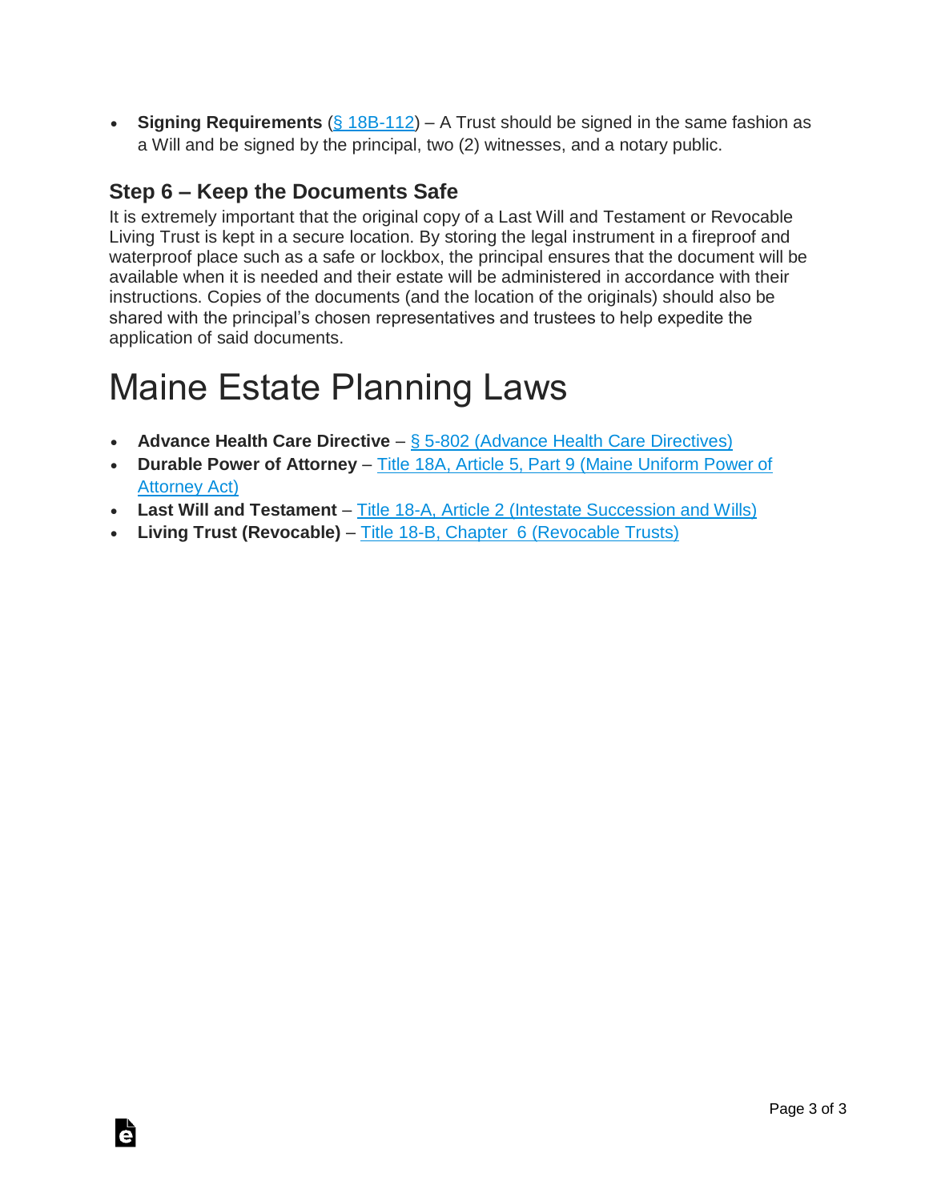- **Signing Requirements** (§ 18B-112) – A Trust should be signed in the same fashion as a Will and be signed by the principal, two (2) witnesses, and a notary public.

### Step 6 – Keep the Documents Safe

It is extremely important that the original copy of a Last Will and Testament or Revocable Living Trust is kept in a secure location. By storing the legal instrument in a fireproof and waterproof place such as a safe or lockbox, the principal ensures that the document will be available when it is needed and their estate will be administered in accordance with their instructions. Copies of the documents (and the location of the originals) should also be shared with the principal's chosen representatives and trustees to help expedite the application of said documents.

# Maine Estate Planning Laws

- **Advance Health Care Directive** – § 5-802 (Advance Health Care Directives)
- **Durable Power of Attorney** – Title 18A, Article 5, Part 9 (Maine Uniform Power of Attorney Act)
- **Last Will and Testament** – Title 18-A, Article 2 (Intestate Succession and Wills)
- **Living Trust (Revocable)** – Title 18-B, Chapter 6 (Revocable Trusts)